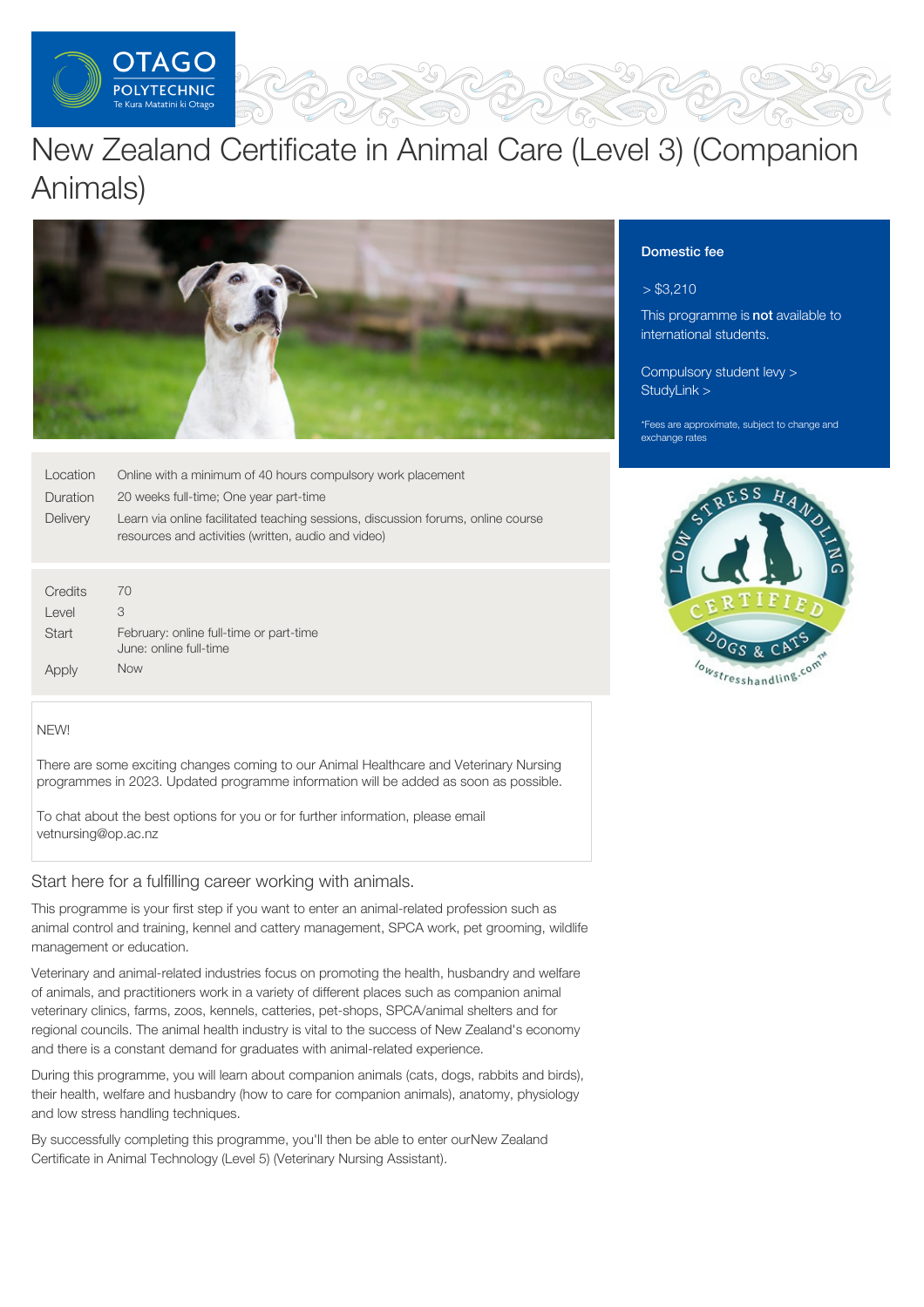# New Zealand Certificate in Animal Care (Level 3) (Companion Animals)

**Domestic fee**

> $3,210

This programme is **not** available to international students.

Compulsory student levy >
StudyLink >

*Fees are approximate, subject to change and exchange rates

| | |
|---|---|
| Location | Online with a minimum of 40 hours compulsory work placement |
| Duration | 20 weeks full-time; One year part-time |
| Delivery | Learn via online facilitated teaching sessions, discussion forums, online course resources and activities (written, audio and video) |

| | |
|---|---|
| Credits | 70 |
| Level | 3 |
| Start | February: online full-time or part-time<br>June: online full-time |
| Apply | Now |

NEW!

There are some exciting changes coming to our Animal Healthcare and Veterinary Nursing programmes in 2023. Updated programme information will be added as soon as possible.

To chat about the best options for you or for further information, please email vetnursing@op.ac.nz

## Start here for a fulfilling career working with animals.

This programme is your first step if you want to enter an animal-related profession such as animal control and training, kennel and cattery management, SPCA work, pet grooming, wildlife management or education.

Veterinary and animal-related industries focus on promoting the health, husbandry and welfare of animals, and practitioners work in a variety of different places such as companion animal veterinary clinics, farms, zoos, kennels, catteries, pet-shops, SPCA/animal shelters and for regional councils. The animal health industry is vital to the success of New Zealand's economy and there is a constant demand for graduates with animal-related experience.

During this programme, you will learn about companion animals (cats, dogs, rabbits and birds), their health, welfare and husbandry (how to care for companion animals), anatomy, physiology and low stress handling techniques.

By successfully completing this programme, you'll then be able to enter ourNew Zealand Certificate in Animal Technology (Level 5) (Veterinary Nursing Assistant).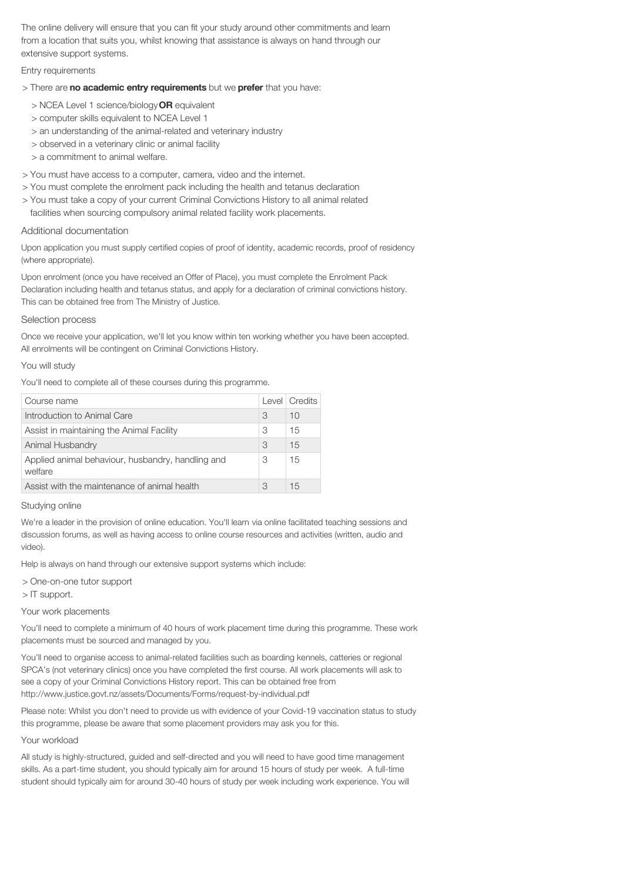The online delivery will ensure that you can fit your study around other commitments and learn from a location that suits you, whilst knowing that assistance is always on hand through our extensive support systems.

## Entry requirements

> There are **no academic entry requirements** but we **prefer** that you have:

> NCEA Level 1 science/biology **OR** equivalent
> computer skills equivalent to NCEA Level 1
> an understanding of the animal-related and veterinary industry
> observed in a veterinary clinic or animal facility
> a commitment to animal welfare.

> You must have access to a computer, camera, video and the internet.
> You must complete the enrolment pack including the health and tetanus declaration
> You must take a copy of your current Criminal Convictions History to all animal related facilities when sourcing compulsory animal related facility work placements.

## Additional documentation

Upon application you must supply certified copies of proof of identity, academic records, proof of residency (where appropriate).

Upon enrolment (once you have received an Offer of Place), you must complete the Enrolment Pack Declaration including health and tetanus status, and apply for a declaration of criminal convictions history. This can be obtained free from The Ministry of Justice.

## Selection process

Once we receive your application, we'll let you know within ten working whether you have been accepted. All enrolments will be contingent on Criminal Convictions History.

## You will study

You'll need to complete all of these courses during this programme.

| Course name | Level | Credits |
|---|---|---|
| Introduction to Animal Care | 3 | 10 |
| Assist in maintaining the Animal Facility | 3 | 15 |
| Animal Husbandry | 3 | 15 |
| Applied animal behaviour, husbandry, handling and welfare | 3 | 15 |
| Assist with the maintenance of animal health | 3 | 15 |

## Studying online

We're a leader in the provision of online education. You'll learn via online facilitated teaching sessions and discussion forums, as well as having access to online course resources and activities (written, audio and video).

Help is always on hand through our extensive support systems which include:

> One-on-one tutor support
> IT support.

## Your work placements

You'll need to complete a minimum of 40 hours of work placement time during this programme. These work placements must be sourced and managed by you.

You'll need to organise access to animal-related facilities such as boarding kennels, catteries or regional SPCA's (not veterinary clinics) once you have completed the first course. All work placements will ask to see a copy of your Criminal Convictions History report. This can be obtained free from http://www.justice.govt.nz/assets/Documents/Forms/request-by-individual.pdf

Please note: Whilst you don't need to provide us with evidence of your Covid-19 vaccination status to study this programme, please be aware that some placement providers may ask you for this.

## Your workload

All study is highly-structured, guided and self-directed and you will need to have good time management skills. As a part-time student, you should typically aim for around 15 hours of study per week. A full-time student should typically aim for around 30-40 hours of study per week including work experience. You will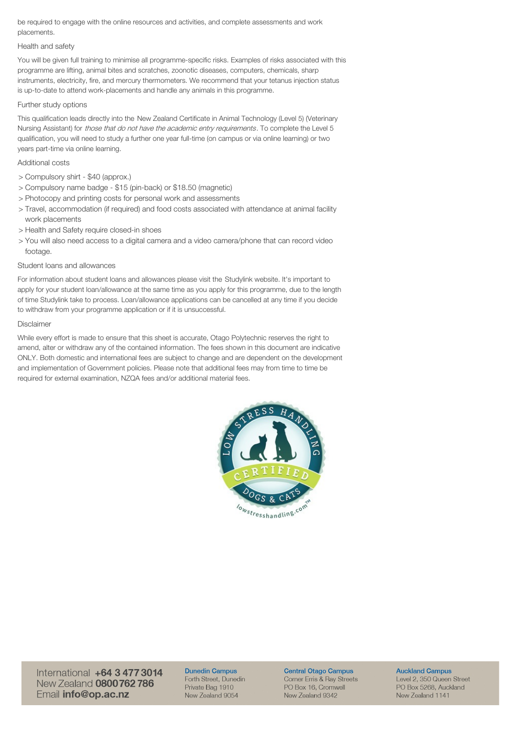be required to engage with the online resources and activities, and complete assessments and work placements.

## Health and safety

You will be given full training to minimise all programme-specific risks. Examples of risks associated with this programme are lifting, animal bites and scratches, zoonotic diseases, computers, chemicals, sharp instruments, electricity, fire, and mercury thermometers. We recommend that your tetanus injection status is up-to-date to attend work-placements and handle any animals in this programme.

## Further study options

This qualification leads directly into the New Zealand Certificate in Animal Technology (Level 5) (Veterinary Nursing Assistant) for *those that do not have the academic entry requirements*. To complete the Level 5 qualification, you will need to study a further one year full-time (on campus or via online learning) or two years part-time via online learning.

## Additional costs

- Compulsory shirt - $40 (approx.)
- Compulsory name badge - $15 (pin-back) or $18.50 (magnetic)
- Photocopy and printing costs for personal work and assessments
- Travel, accommodation (if required) and food costs associated with attendance at animal facility work placements
- Health and Safety require closed-in shoes
- You will also need access to a digital camera and a video camera/phone that can record video footage.

## Student loans and allowances

For information about student loans and allowances please visit the Studylink website. It's important to apply for your student loan/allowance at the same time as you apply for this programme, due to the length of time Studylink take to process. Loan/allowance applications can be cancelled at any time if you decide to withdraw from your programme application or if it is unsuccessful.

## Disclaimer

While every effort is made to ensure that this sheet is accurate, Otago Polytechnic reserves the right to amend, alter or withdraw any of the contained information. The fees shown in this document are indicative ONLY. Both domestic and international fees are subject to change and are dependent on the development and implementation of Government policies. Please note that additional fees may from time to time be required for external examination, NZQA fees and/or additional material fees.

LOW STRESS HANDLING CERTIFIED DOGS & CATS lowstresshandling.com™

International **+64 3 477 3014**
New Zealand **0800 762 786**
Email **info@op.ac.nz**

**Dunedin Campus**
Forth Street, Dunedin
Private Bag 1910
New Zealand 9054

**Central Otago Campus**
Corner Erris & Ray Streets
PO Box 16, Cromwell
New Zealand 9342

**Auckland Campus**
Level 2, 350 Queen Street
PO Box 5268, Auckland
New Zealand 1141